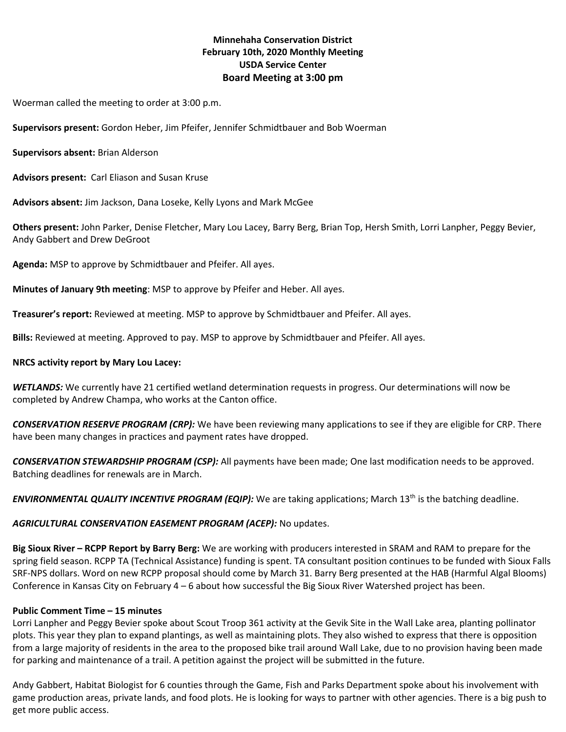**Minnehaha Conservation District**
**February 10th, 2020 Monthly Meeting**
**USDA Service Center**
**Board Meeting at 3:00 pm**

Woerman called the meeting to order at 3:00 p.m.

**Supervisors present:** Gordon Heber, Jim Pfeifer, Jennifer Schmidtbauer and Bob Woerman

**Supervisors absent:** Brian Alderson

**Advisors present:** Carl Eliason and Susan Kruse

**Advisors absent:** Jim Jackson, Dana Loseke, Kelly Lyons and Mark McGee

**Others present:** John Parker, Denise Fletcher, Mary Lou Lacey, Barry Berg, Brian Top, Hersh Smith, Lorri Lanpher, Peggy Bevier, Andy Gabbert and Drew DeGroot

**Agenda:** MSP to approve by Schmidtbauer and Pfeifer. All ayes.

**Minutes of January 9th meeting**: MSP to approve by Pfeifer and Heber. All ayes.

**Treasurer's report:** Reviewed at meeting. MSP to approve by Schmidtbauer and Pfeifer. All ayes.

**Bills:** Reviewed at meeting. Approved to pay. MSP to approve by Schmidtbauer and Pfeifer. All ayes.

**NRCS activity report by Mary Lou Lacey:**

***WETLANDS:*** We currently have 21 certified wetland determination requests in progress. Our determinations will now be completed by Andrew Champa, who works at the Canton office.

***CONSERVATION RESERVE PROGRAM (CRP):*** We have been reviewing many applications to see if they are eligible for CRP. There have been many changes in practices and payment rates have dropped.

***CONSERVATION STEWARDSHIP PROGRAM (CSP):*** All payments have been made; One last modification needs to be approved. Batching deadlines for renewals are in March.

***ENVIRONMENTAL QUALITY INCENTIVE PROGRAM (EQIP):*** We are taking applications; March 13th is the batching deadline.

***AGRICULTURAL CONSERVATION EASEMENT PROGRAM (ACEP):*** No updates.

**Big Sioux River – RCPP Report by Barry Berg:** We are working with producers interested in SRAM and RAM to prepare for the spring field season. RCPP TA (Technical Assistance) funding is spent. TA consultant position continues to be funded with Sioux Falls SRF-NPS dollars. Word on new RCPP proposal should come by March 31. Barry Berg presented at the HAB (Harmful Algal Blooms) Conference in Kansas City on February 4 – 6 about how successful the Big Sioux River Watershed project has been.

**Public Comment Time – 15 minutes**

Lorri Lanpher and Peggy Bevier spoke about Scout Troop 361 activity at the Gevik Site in the Wall Lake area, planting pollinator plots. This year they plan to expand plantings, as well as maintaining plots. They also wished to express that there is opposition from a large majority of residents in the area to the proposed bike trail around Wall Lake, due to no provision having been made for parking and maintenance of a trail. A petition against the project will be submitted in the future.

Andy Gabbert, Habitat Biologist for 6 counties through the Game, Fish and Parks Department spoke about his involvement with game production areas, private lands, and food plots. He is looking for ways to partner with other agencies. There is a big push to get more public access.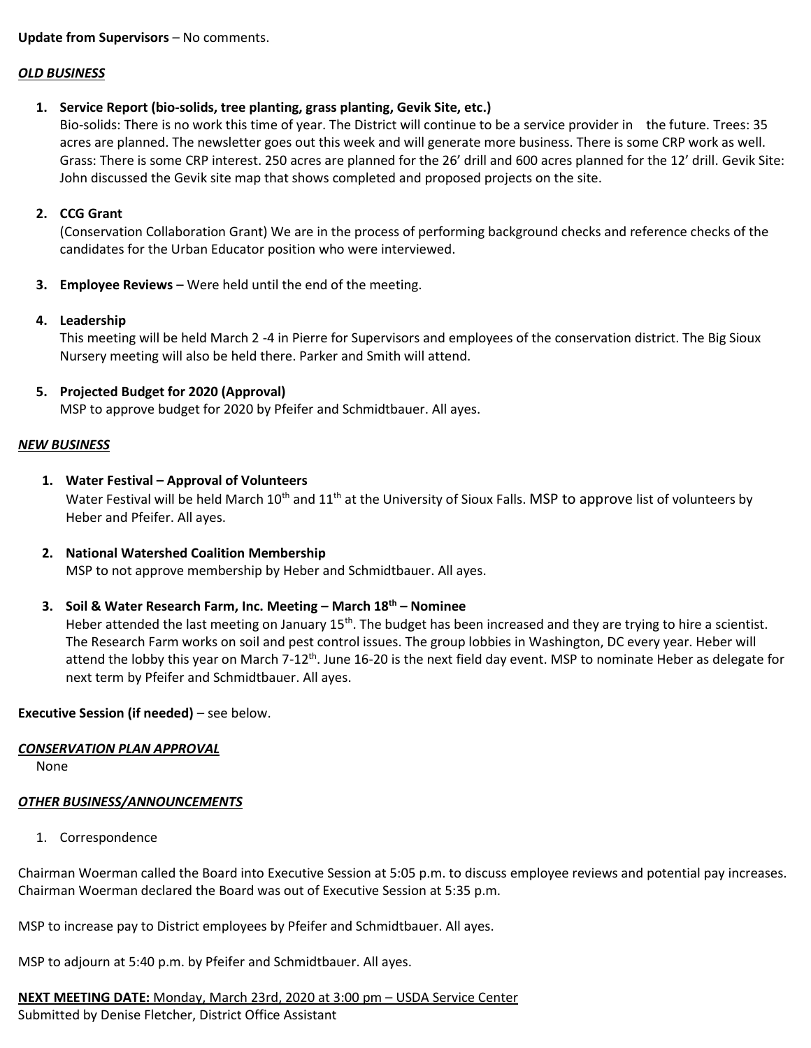**Update from Supervisors** – No comments.

***OLD BUSINESS***

1. **Service Report (bio-solids, tree planting, grass planting, Gevik Site, etc.)**
   Bio-solids: There is no work this time of year. The District will continue to be a service provider in the future. Trees: 35 acres are planned. The newsletter goes out this week and will generate more business. There is some CRP work as well. Grass: There is some CRP interest. 250 acres are planned for the 26' drill and 600 acres planned for the 12' drill. Gevik Site: John discussed the Gevik site map that shows completed and proposed projects on the site.

2. **CCG Grant**
   (Conservation Collaboration Grant) We are in the process of performing background checks and reference checks of the candidates for the Urban Educator position who were interviewed.

3. **Employee Reviews** – Were held until the end of the meeting.

4. **Leadership**
   This meeting will be held March 2 -4 in Pierre for Supervisors and employees of the conservation district. The Big Sioux Nursery meeting will also be held there. Parker and Smith will attend.

5. **Projected Budget for 2020 (Approval)**
   MSP to approve budget for 2020 by Pfeifer and Schmidtbauer. All ayes.

***NEW BUSINESS***

1. **Water Festival – Approval of Volunteers**
   Water Festival will be held March 10th and 11th at the University of Sioux Falls. MSP to approve list of volunteers by Heber and Pfeifer. All ayes.

2. **National Watershed Coalition Membership**
   MSP to not approve membership by Heber and Schmidtbauer. All ayes.

3. **Soil & Water Research Farm, Inc. Meeting – March 18th – Nominee**
   Heber attended the last meeting on January 15th. The budget has been increased and they are trying to hire a scientist. The Research Farm works on soil and pest control issues. The group lobbies in Washington, DC every year. Heber will attend the lobby this year on March 7-12th. June 16-20 is the next field day event. MSP to nominate Heber as delegate for next term by Pfeifer and Schmidtbauer. All ayes.

**Executive Session (if needed)** – see below.

***CONSERVATION PLAN APPROVAL***

None

***OTHER BUSINESS/ANNOUNCEMENTS***

1. Correspondence

Chairman Woerman called the Board into Executive Session at 5:05 p.m. to discuss employee reviews and potential pay increases. Chairman Woerman declared the Board was out of Executive Session at 5:35 p.m.

MSP to increase pay to District employees by Pfeifer and Schmidtbauer. All ayes.

MSP to adjourn at 5:40 p.m. by Pfeifer and Schmidtbauer. All ayes.

**NEXT MEETING DATE:** Monday, March 23rd, 2020 at 3:00 pm – USDA Service Center
Submitted by Denise Fletcher, District Office Assistant